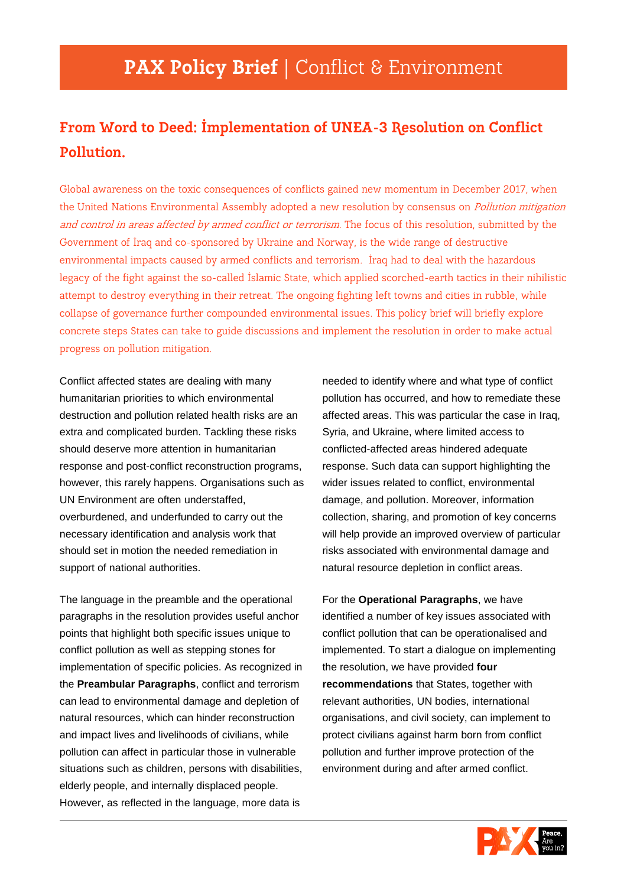# PAX Policy Brief | Conflict & Environment

## From Word to Deed: Implementation of UNEA-3 Resolution on Conflict Pollution.

Global awareness on the toxic consequences of conflicts gained new momentum in December 2017, when the United Nations Environmental Assembly adopted a new resolution by consensus on *Pollution mitigation and control in areas affected by armed conflict or terrorism*. The focus of this resolution, submitted by the Government of Iraq and co-sponsored by Ukraine and Norway, is the wide range of destructive environmental impacts caused by armed conflicts and terrorism. Iraq had to deal with the hazardous legacy of the fight against the so-called Islamic State, which applied scorched-earth tactics in their nihilistic attempt to destroy everything in their retreat. The ongoing fighting left towns and cities in rubble, while collapse of governance further compounded environmental issues. This policy brief will briefly explore concrete steps States can take to guide discussions and implement the resolution in order to make actual progress on pollution mitigation.

Conflict affected states are dealing with many humanitarian priorities to which environmental destruction and pollution related health risks are an extra and complicated burden. Tackling these risks should deserve more attention in humanitarian response and post-conflict reconstruction programs, however, this rarely happens. Organisations such as UN Environment are often understaffed, overburdened, and underfunded to carry out the necessary identification and analysis work that should set in motion the needed remediation in support of national authorities.

The language in the preamble and the operational paragraphs in the resolution provides useful anchor points that highlight both specific issues unique to conflict pollution as well as stepping stones for implementation of specific policies. As recognized in the **Preambular Paragraphs**, conflict and terrorism can lead to environmental damage and depletion of natural resources, which can hinder reconstruction and impact lives and livelihoods of civilians, while pollution can affect in particular those in vulnerable situations such as children, persons with disabilities, elderly people, and internally displaced people. However, as reflected in the language, more data is needed to identify where and what type of conflict pollution has occurred, and how to remediate these affected areas. This was particular the case in Iraq, Syria, and Ukraine, where limited access to conflicted-affected areas hindered adequate response. Such data can support highlighting the wider issues related to conflict, environmental damage, and pollution. Moreover, information collection, sharing, and promotion of key concerns will help provide an improved overview of particular risks associated with environmental damage and natural resource depletion in conflict areas.

For the **Operational Paragraphs**, we have identified a number of key issues associated with conflict pollution that can be operationalised and implemented. To start a dialogue on implementing the resolution, we have provided **four recommendations** that States, together with relevant authorities, UN bodies, international organisations, and civil society, can implement to protect civilians against harm born from conflict pollution and further improve protection of the environment during and after armed conflict.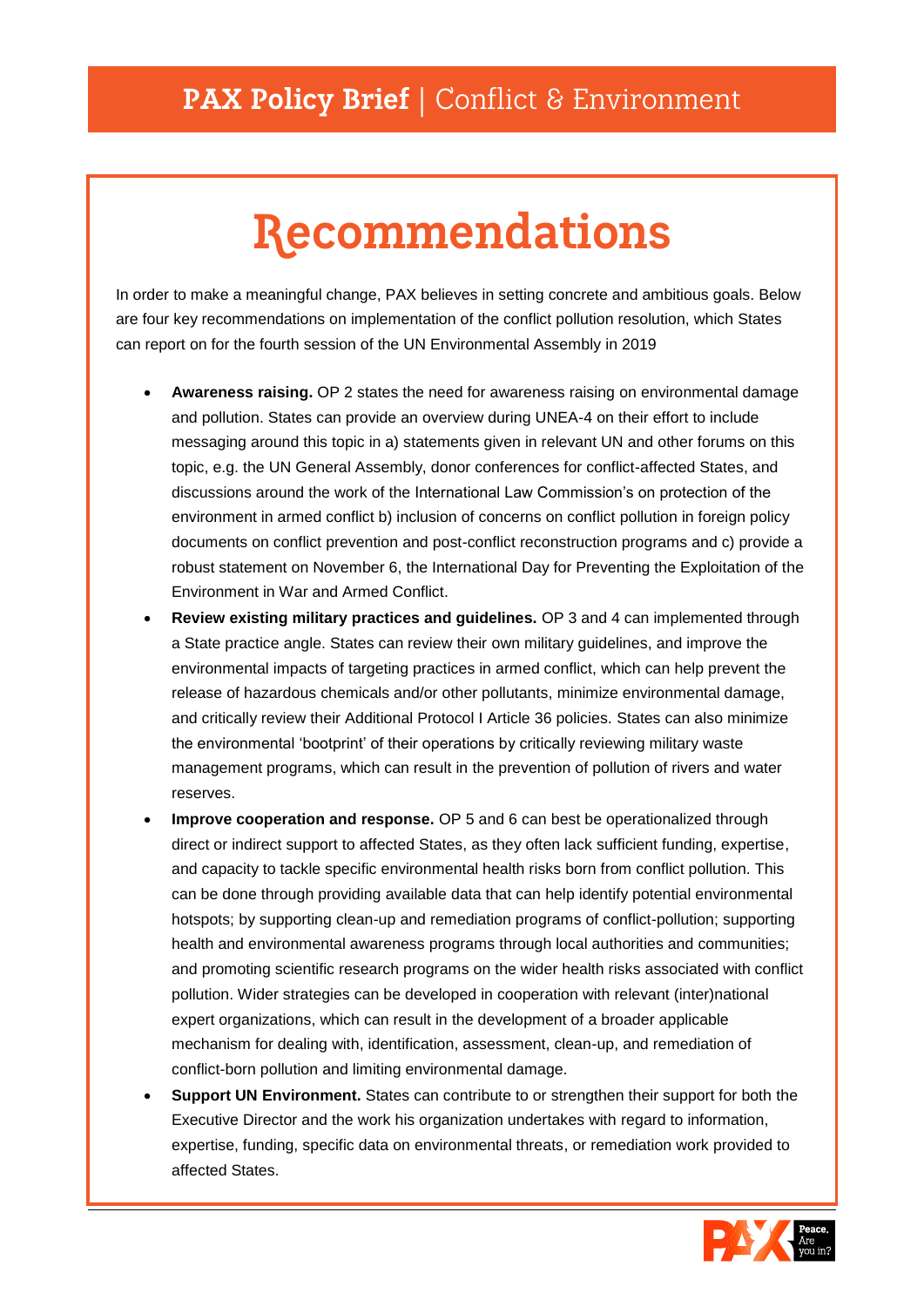# Recommendations

In order to make a meaningful change, PAX believes in setting concrete and ambitious goals. Below are four key recommendations on implementation of the conflict pollution resolution, which States can report on for the fourth session of the UN Environmental Assembly in 2019

- **Awareness raising.** OP 2 states the need for awareness raising on environmental damage and pollution. States can provide an overview during UNEA-4 on their effort to include messaging around this topic in a) statements given in relevant UN and other forums on this topic, e.g. the UN General Assembly, donor conferences for conflict-affected States, and discussions around the work of the International Law Commission's on protection of the environment in armed conflict b) inclusion of concerns on conflict pollution in foreign policy documents on conflict prevention and post-conflict reconstruction programs and c) provide a robust statement on November 6, the International Day for Preventing the Exploitation of the Environment in War and Armed Conflict.
- **Review existing military practices and guidelines.** OP 3 and 4 can implemented through a State practice angle. States can review their own military guidelines, and improve the environmental impacts of targeting practices in armed conflict, which can help prevent the release of hazardous chemicals and/or other pollutants, minimize environmental damage, and critically review their Additional Protocol I Article 36 policies. States can also minimize the environmental 'bootprint' of their operations by critically reviewing military waste management programs, which can result in the prevention of pollution of rivers and water reserves.
- **Improve cooperation and response.** OP 5 and 6 can best be operationalized through direct or indirect support to affected States, as they often lack sufficient funding, expertise, and capacity to tackle specific environmental health risks born from conflict pollution. This can be done through providing available data that can help identify potential environmental hotspots; by supporting clean-up and remediation programs of conflict-pollution; supporting health and environmental awareness programs through local authorities and communities; and promoting scientific research programs on the wider health risks associated with conflict pollution. Wider strategies can be developed in cooperation with relevant (inter)national expert organizations, which can result in the development of a broader applicable mechanism for dealing with, identification, assessment, clean-up, and remediation of conflict-born pollution and limiting environmental damage.
- **Support UN Environment.** States can contribute to or strengthen their support for both the Executive Director and the work his organization undertakes with regard to information, expertise, funding, specific data on environmental threats, or remediation work provided to affected States.